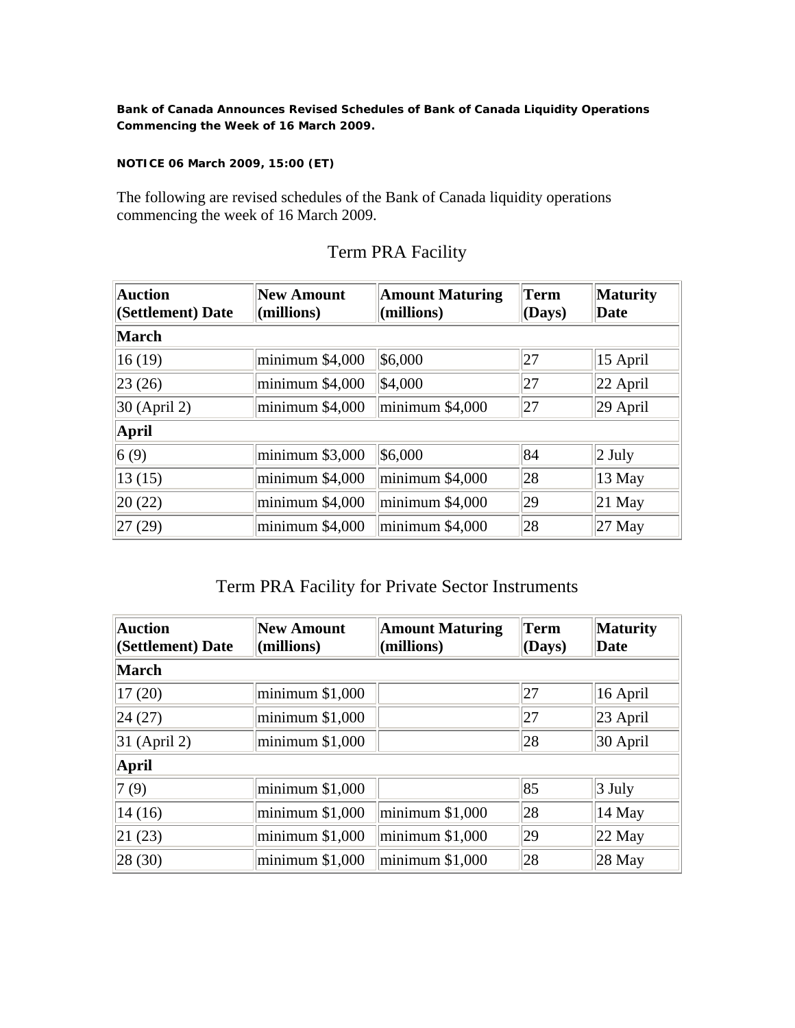**Bank of Canada Announces Revised Schedules of Bank of Canada Liquidity Operations Commencing the Week of 16 March 2009.**

**NOTICE 06 March 2009, 15:00 (ET)**

The following are revised schedules of the Bank of Canada liquidity operations commencing the week of 16 March 2009.

## Term PRA Facility

| Auction (Settlement) Date | New Amount (millions) | Amount Maturing (millions) | Term (Days) | Maturity Date |
|---|---|---|---|---|
| **March** | | | | |
| 16 (19) | minimum $4,000 | $6,000 | 27 | 15 April |
| 23 (26) | minimum $4,000 | $4,000 | 27 | 22 April |
| 30 (April 2) | minimum $4,000 | minimum $4,000 | 27 | 29 April |
| **April** | | | | |
| 6 (9) | minimum $3,000 | $6,000 | 84 | 2 July |
| 13 (15) | minimum $4,000 | minimum $4,000 | 28 | 13 May |
| 20 (22) | minimum $4,000 | minimum $4,000 | 29 | 21 May |
| 27 (29) | minimum $4,000 | minimum $4,000 | 28 | 27 May |

## Term PRA Facility for Private Sector Instruments

| Auction (Settlement) Date | New Amount (millions) | Amount Maturing (millions) | Term (Days) | Maturity Date |
|---|---|---|---|---|
| **March** | | | | |
| 17 (20) | minimum $1,000 | | 27 | 16 April |
| 24 (27) | minimum $1,000 | | 27 | 23 April |
| 31 (April 2) | minimum $1,000 | | 28 | 30 April |
| **April** | | | | |
| 7 (9) | minimum $1,000 | | 85 | 3 July |
| 14 (16) | minimum $1,000 | minimum $1,000 | 28 | 14 May |
| 21 (23) | minimum $1,000 | minimum $1,000 | 29 | 22 May |
| 28 (30) | minimum $1,000 | minimum $1,000 | 28 | 28 May |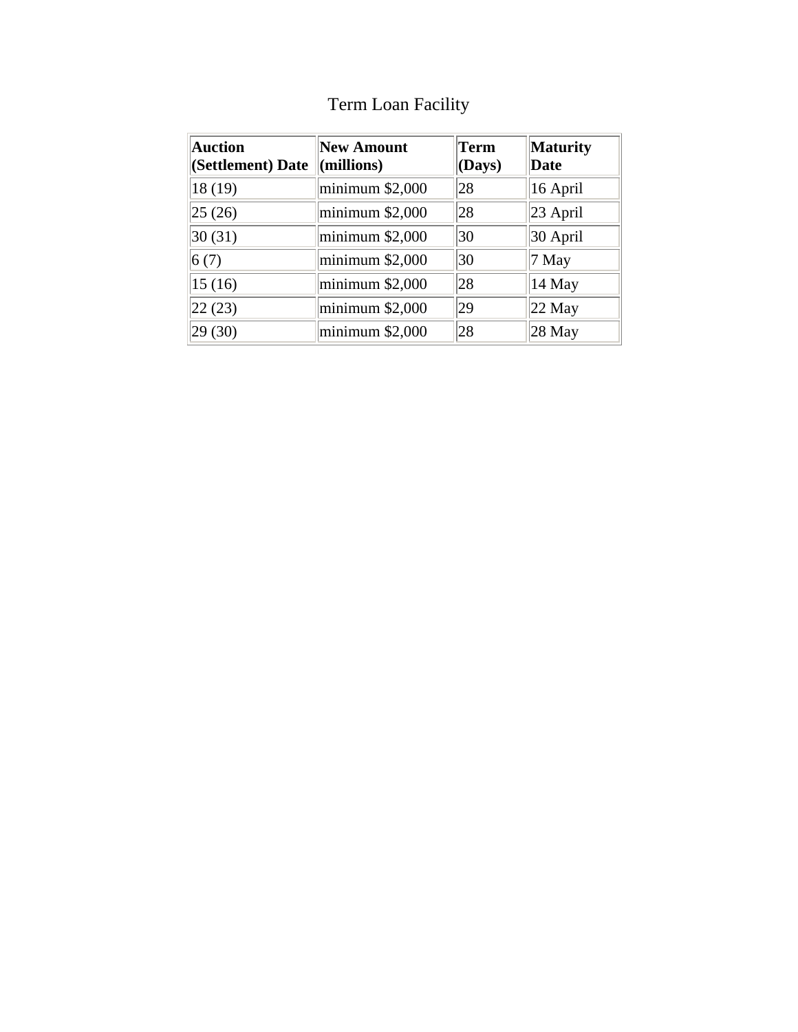# Term Loan Facility

| **Auction (Settlement) Date** | **New Amount (millions)** | **Term (Days)** | **Maturity Date** |
|---|---|---|---|
| 18 (19) | minimum $2,000 | 28 | 16 April |
| 25 (26) | minimum $2,000 | 28 | 23 April |
| 30 (31) | minimum $2,000 | 30 | 30 April |
| 6 (7) | minimum $2,000 | 30 | 7 May |
| 15 (16) | minimum $2,000 | 28 | 14 May |
| 22 (23) | minimum $2,000 | 29 | 22 May |
| 29 (30) | minimum $2,000 | 28 | 28 May |